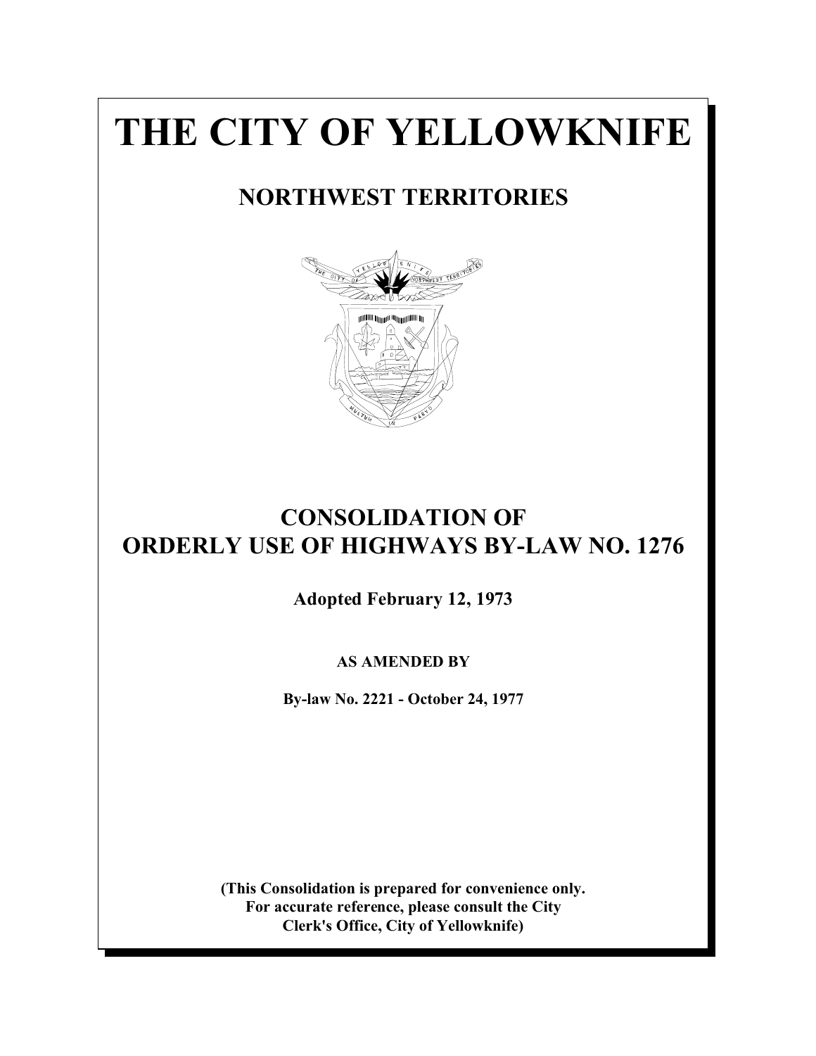# THE CITY OF YELLOWKNIFE

## NORTHWEST TERRITORIES

## CONSOLIDATION OF ORDERLY USE OF HIGHWAYS BY-LAW NO. 1276

**Adopted February 12, 1973**

**AS AMENDED BY**

**By-law No. 2221 - October 24, 1977**

**(This Consolidation is prepared for convenience only. For accurate reference, please consult the City Clerk's Office, City of Yellowknife)**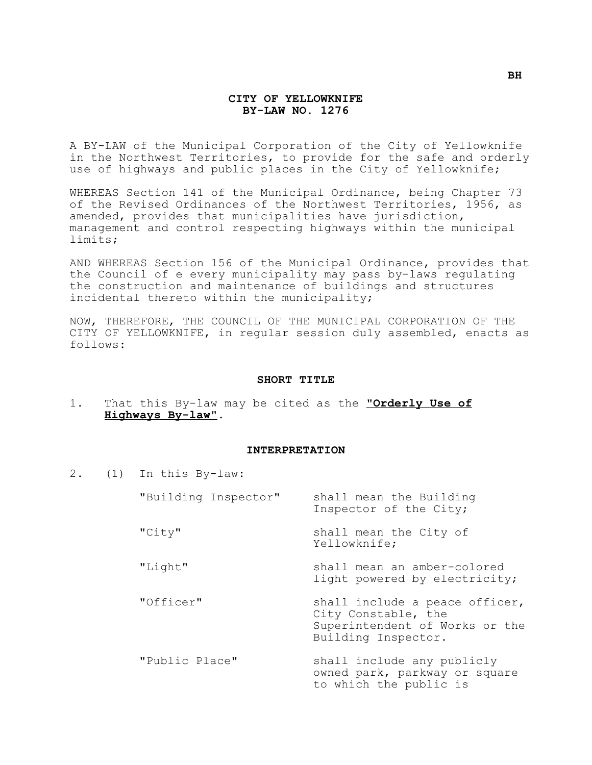# CITY OF YELLOWKNIFE
# BY-LAW NO. 1276

A BY-LAW of the Municipal Corporation of the City of Yellowknife in the Northwest Territories, to provide for the safe and orderly use of highways and public places in the City of Yellowknife;

WHEREAS Section 141 of the Municipal Ordinance, being Chapter 73 of the Revised Ordinances of the Northwest Territories, 1956, as amended, provides that municipalities have jurisdiction, management and control respecting highways within the municipal limits;

AND WHEREAS Section 156 of the Municipal Ordinance, provides that the Council of e every municipality may pass by-laws regulating the construction and maintenance of buildings and structures incidental thereto within the municipality;

NOW, THEREFORE, THE COUNCIL OF THE MUNICIPAL CORPORATION OF THE CITY OF YELLOWKNIFE, in regular session duly assembled, enacts as follows:

## SHORT TITLE

1. That this By-law may be cited as the **"Orderly Use of Highways By-law"**.

## INTERPRETATION

2. (1) In this By-law:

   "Building Inspector" shall mean the Building Inspector of the City;

   "City" shall mean the City of Yellowknife;

   "Light" shall mean an amber-colored light powered by electricity;

   "Officer" shall include a peace officer, City Constable, the Superintendent of Works or the Building Inspector.

   "Public Place" shall include any publicly owned park, parkway or square to which the public is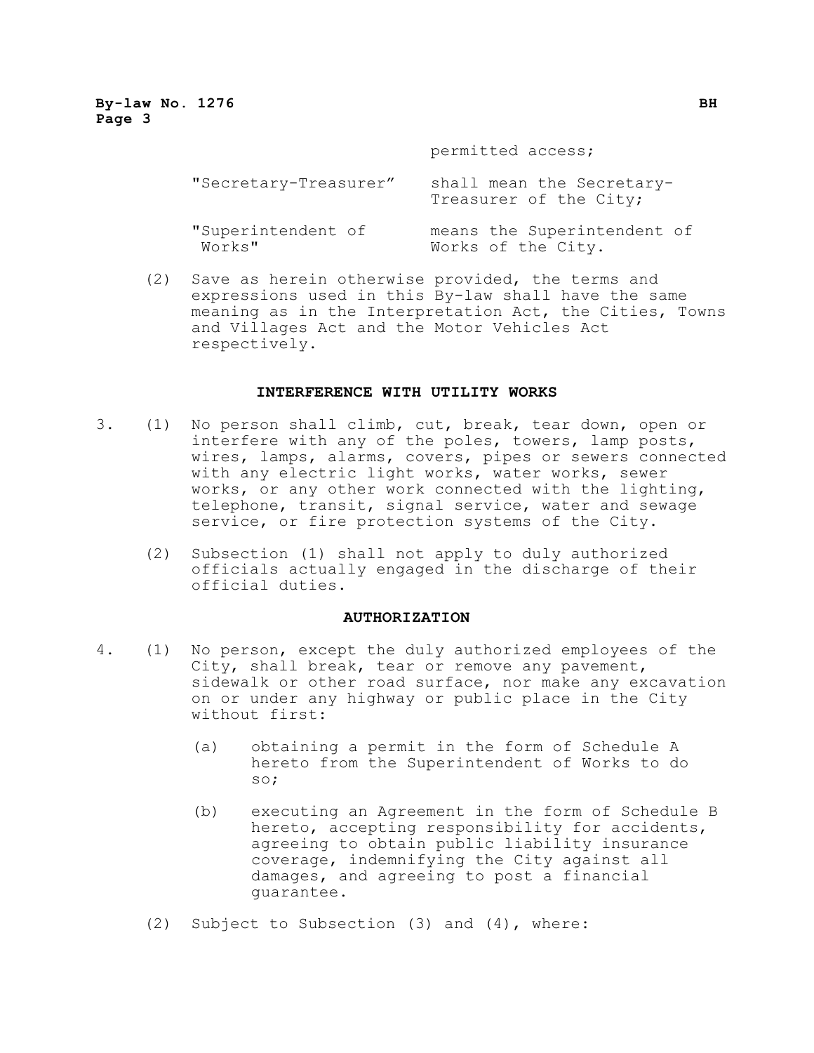permitted access;

| | |
|---|---|
| "Secretary-Treasurer" | shall mean the Secretary-Treasurer of the City; |
| "Superintendent of Works" | means the Superintendent of Works of the City. |

(2) Save as herein otherwise provided, the terms and expressions used in this By-law shall have the same meaning as in the Interpretation Act, the Cities, Towns and Villages Act and the Motor Vehicles Act respectively.

## INTERFERENCE WITH UTILITY WORKS

3. (1) No person shall climb, cut, break, tear down, open or interfere with any of the poles, towers, lamp posts, wires, lamps, alarms, covers, pipes or sewers connected with any electric light works, water works, sewer works, or any other work connected with the lighting, telephone, transit, signal service, water and sewage service, or fire protection systems of the City.

   (2) Subsection (1) shall not apply to duly authorized officials actually engaged in the discharge of their official duties.

## AUTHORIZATION

4. (1) No person, except the duly authorized employees of the City, shall break, tear or remove any pavement, sidewalk or other road surface, nor make any excavation on or under any highway or public place in the City without first:

   (a) obtaining a permit in the form of Schedule A hereto from the Superintendent of Works to do so;

   (b) executing an Agreement in the form of Schedule B hereto, accepting responsibility for accidents, agreeing to obtain public liability insurance coverage, indemnifying the City against all damages, and agreeing to post a financial guarantee.

   (2) Subject to Subsection (3) and (4), where: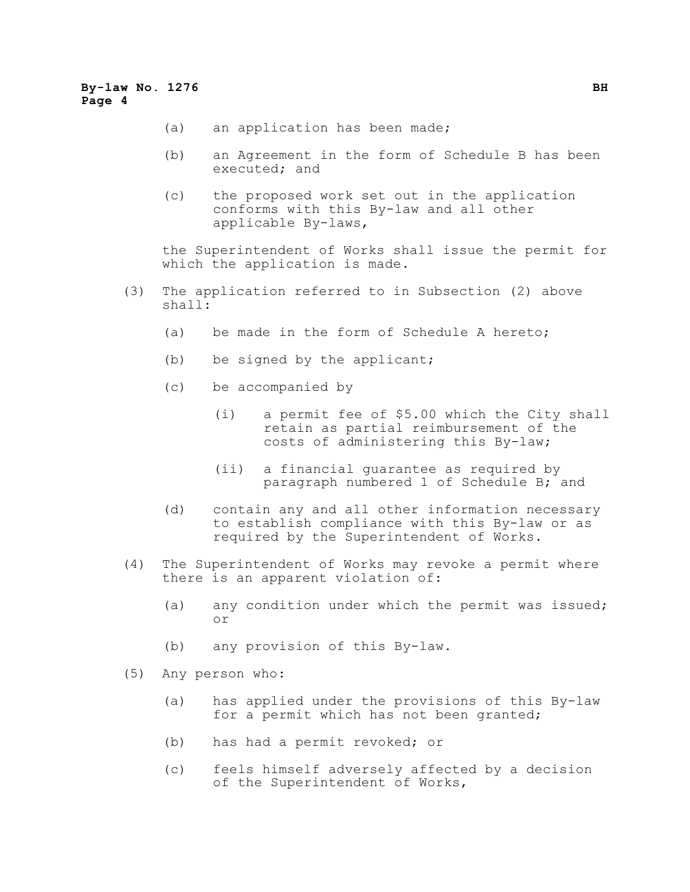(a) an application has been made;

(b) an Agreement in the form of Schedule B has been executed; and

(c) the proposed work set out in the application conforms with this By-law and all other applicable By-laws,

the Superintendent of Works shall issue the permit for which the application is made.

(3) The application referred to in Subsection (2) above shall:

(a) be made in the form of Schedule A hereto;

(b) be signed by the applicant;

(c) be accompanied by

(i) a permit fee of $5.00 which the City shall retain as partial reimbursement of the costs of administering this By-law;

(ii) a financial guarantee as required by paragraph numbered 1 of Schedule B; and

(d) contain any and all other information necessary to establish compliance with this By-law or as required by the Superintendent of Works.

(4) The Superintendent of Works may revoke a permit where there is an apparent violation of:

(a) any condition under which the permit was issued; or

(b) any provision of this By-law.

(5) Any person who:

(a) has applied under the provisions of this By-law for a permit which has not been granted;

(b) has had a permit revoked; or

(c) feels himself adversely affected by a decision of the Superintendent of Works,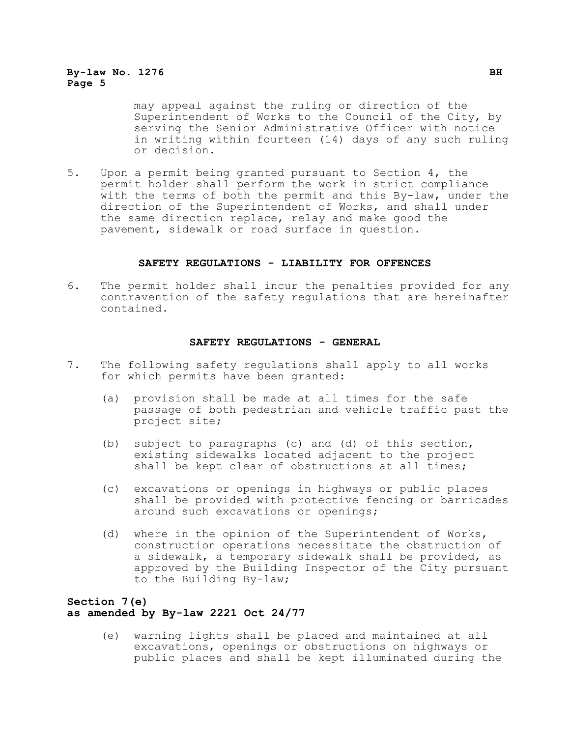may appeal against the ruling or direction of the Superintendent of Works to the Council of the City, by serving the Senior Administrative Officer with notice in writing within fourteen (14) days of any such ruling or decision.

5. Upon a permit being granted pursuant to Section 4, the permit holder shall perform the work in strict compliance with the terms of both the permit and this By-law, under the direction of the Superintendent of Works, and shall under the same direction replace, relay and make good the pavement, sidewalk or road surface in question.

## SAFETY REGULATIONS - LIABILITY FOR OFFENCES

6. The permit holder shall incur the penalties provided for any contravention of the safety regulations that are hereinafter contained.

## SAFETY REGULATIONS - GENERAL

7. The following safety regulations shall apply to all works for which permits have been granted:

   (a) provision shall be made at all times for the safe passage of both pedestrian and vehicle traffic past the project site;

   (b) subject to paragraphs (c) and (d) of this section, existing sidewalks located adjacent to the project shall be kept clear of obstructions at all times;

   (c) excavations or openings in highways or public places shall be provided with protective fencing or barricades around such excavations or openings;

   (d) where in the opinion of the Superintendent of Works, construction operations necessitate the obstruction of a sidewalk, a temporary sidewalk shall be provided, as approved by the Building Inspector of the City pursuant to the Building By-law;

**Section 7(e)**
**as amended by By-law 2221 Oct 24/77**

   (e) warning lights shall be placed and maintained at all excavations, openings or obstructions on highways or public places and shall be kept illuminated during the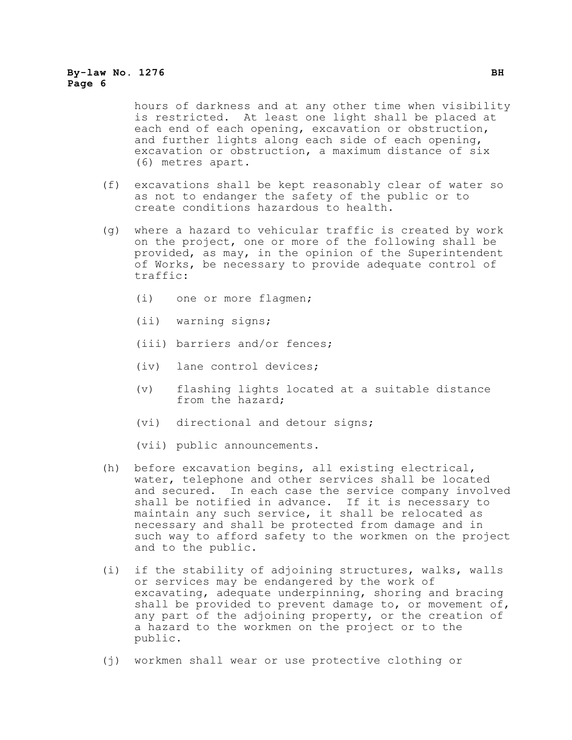hours of darkness and at any other time when visibility is restricted. At least one light shall be placed at each end of each opening, excavation or obstruction, and further lights along each side of each opening, excavation or obstruction, a maximum distance of six (6) metres apart.

(f) excavations shall be kept reasonably clear of water so as not to endanger the safety of the public or to create conditions hazardous to health.

(g) where a hazard to vehicular traffic is created by work on the project, one or more of the following shall be provided, as may, in the opinion of the Superintendent of Works, be necessary to provide adequate control of traffic:

  (i) one or more flagmen;

  (ii) warning signs;

  (iii) barriers and/or fences;

  (iv) lane control devices;

  (v) flashing lights located at a suitable distance from the hazard;

  (vi) directional and detour signs;

  (vii) public announcements.

(h) before excavation begins, all existing electrical, water, telephone and other services shall be located and secured. In each case the service company involved shall be notified in advance. If it is necessary to maintain any such service, it shall be relocated as necessary and shall be protected from damage and in such way to afford safety to the workmen on the project and to the public.

(i) if the stability of adjoining structures, walks, walls or services may be endangered by the work of excavating, adequate underpinning, shoring and bracing shall be provided to prevent damage to, or movement of, any part of the adjoining property, or the creation of a hazard to the workmen on the project or to the public.

(j) workmen shall wear or use protective clothing or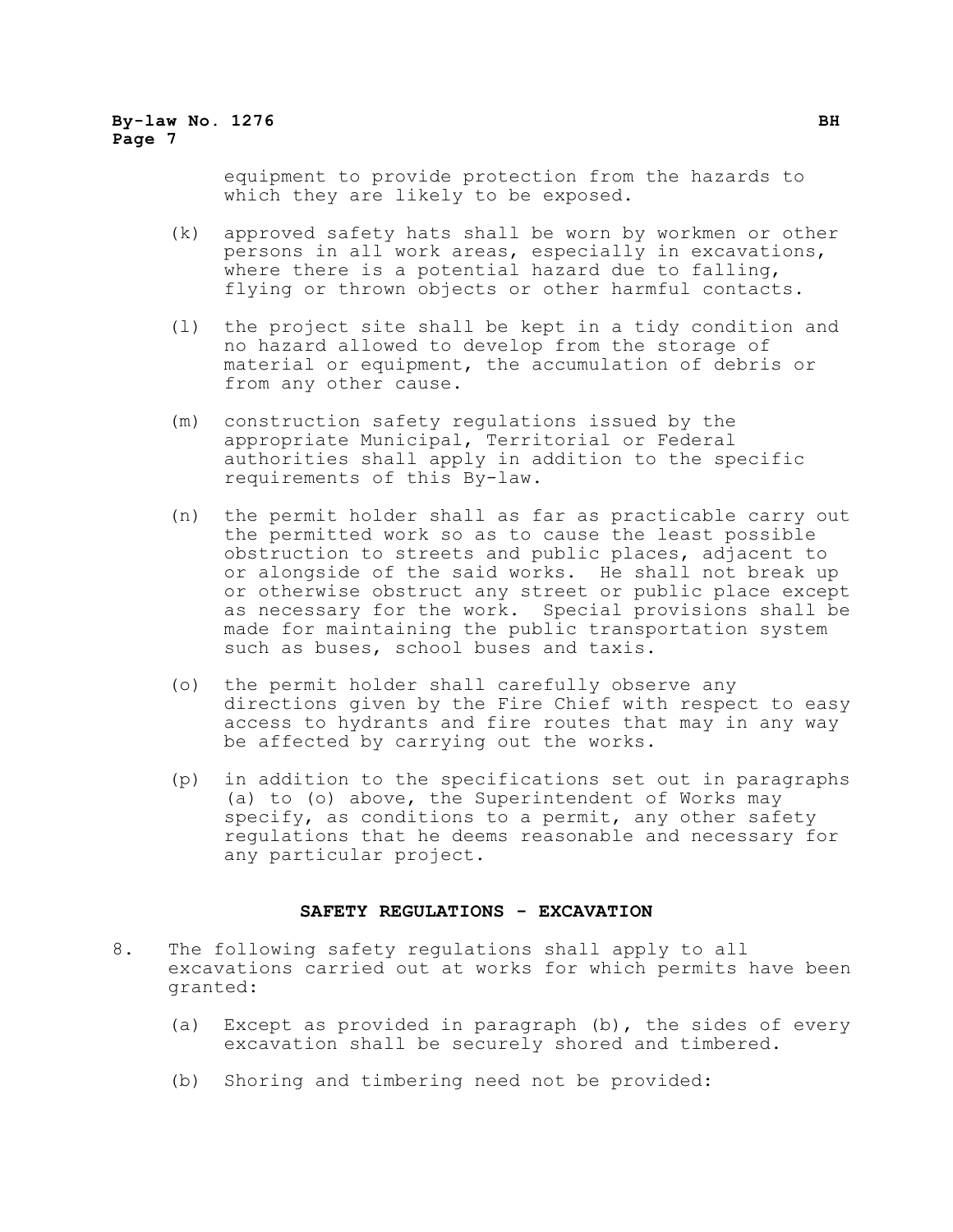equipment to provide protection from the hazards to which they are likely to be exposed.

(k) approved safety hats shall be worn by workmen or other persons in all work areas, especially in excavations, where there is a potential hazard due to falling, flying or thrown objects or other harmful contacts.

(l) the project site shall be kept in a tidy condition and no hazard allowed to develop from the storage of material or equipment, the accumulation of debris or from any other cause.

(m) construction safety regulations issued by the appropriate Municipal, Territorial or Federal authorities shall apply in addition to the specific requirements of this By-law.

(n) the permit holder shall as far as practicable carry out the permitted work so as to cause the least possible obstruction to streets and public places, adjacent to or alongside of the said works. He shall not break up or otherwise obstruct any street or public place except as necessary for the work. Special provisions shall be made for maintaining the public transportation system such as buses, school buses and taxis.

(o) the permit holder shall carefully observe any directions given by the Fire Chief with respect to easy access to hydrants and fire routes that may in any way be affected by carrying out the works.

(p) in addition to the specifications set out in paragraphs (a) to (o) above, the Superintendent of Works may specify, as conditions to a permit, any other safety regulations that he deems reasonable and necessary for any particular project.

## SAFETY REGULATIONS - EXCAVATION

8. The following safety regulations shall apply to all excavations carried out at works for which permits have been granted:

   (a) Except as provided in paragraph (b), the sides of every excavation shall be securely shored and timbered.

   (b) Shoring and timbering need not be provided: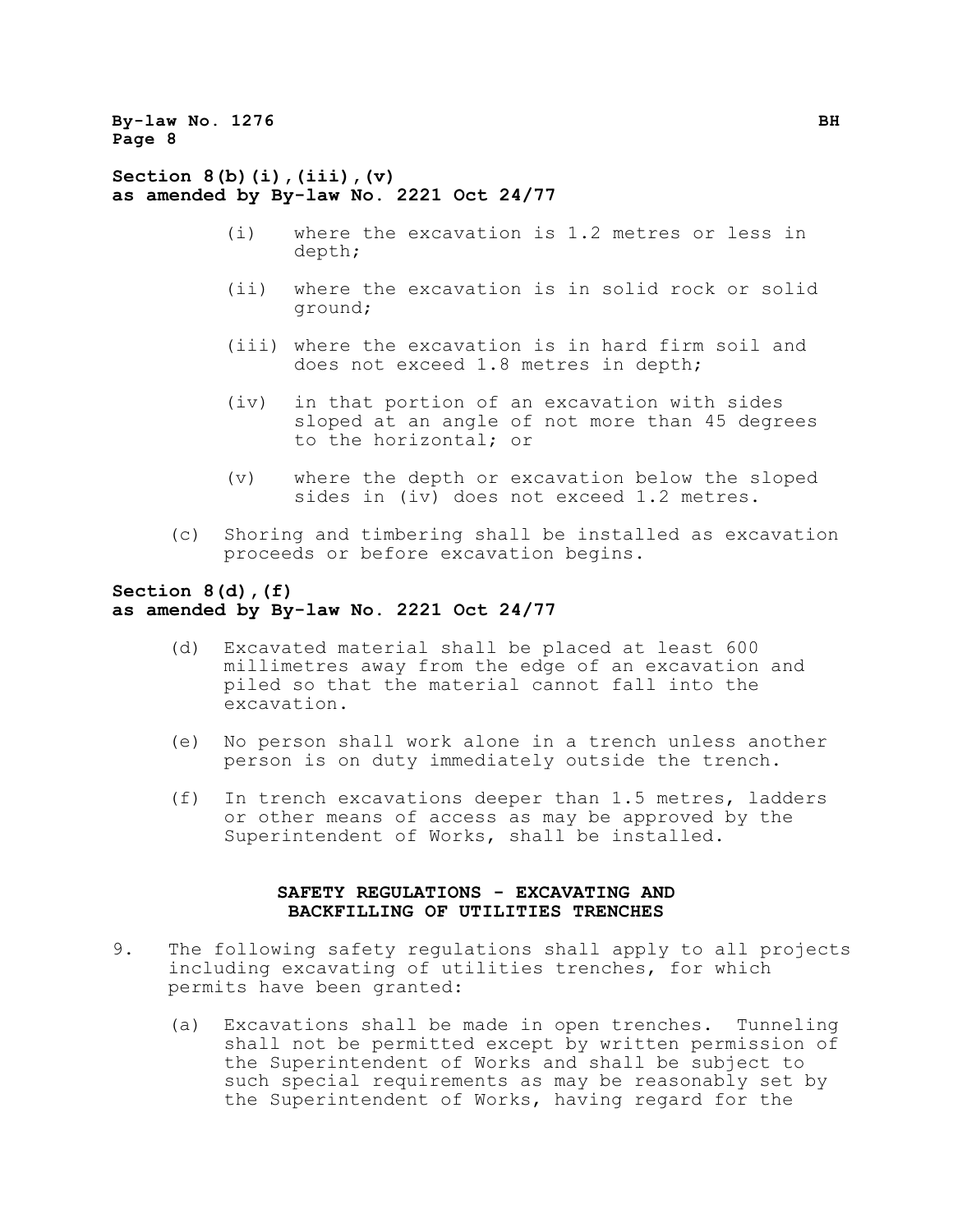**Section 8(b)(i),(iii),(v)**
**as amended by By-law No. 2221 Oct 24/77**

(i) where the excavation is 1.2 metres or less in depth;

(ii) where the excavation is in solid rock or solid ground;

(iii) where the excavation is in hard firm soil and does not exceed 1.8 metres in depth;

(iv) in that portion of an excavation with sides sloped at an angle of not more than 45 degrees to the horizontal; or

(v) where the depth or excavation below the sloped sides in (iv) does not exceed 1.2 metres.

(c) Shoring and timbering shall be installed as excavation proceeds or before excavation begins.

**Section 8(d),(f)**
**as amended by By-law No. 2221 Oct 24/77**

(d) Excavated material shall be placed at least 600 millimetres away from the edge of an excavation and piled so that the material cannot fall into the excavation.

(e) No person shall work alone in a trench unless another person is on duty immediately outside the trench.

(f) In trench excavations deeper than 1.5 metres, ladders or other means of access as may be approved by the Superintendent of Works, shall be installed.

## SAFETY REGULATIONS - EXCAVATING AND BACKFILLING OF UTILITIES TRENCHES

9. The following safety regulations shall apply to all projects including excavating of utilities trenches, for which permits have been granted:

   (a) Excavations shall be made in open trenches. Tunneling shall not be permitted except by written permission of the Superintendent of Works and shall be subject to such special requirements as may be reasonably set by the Superintendent of Works, having regard for the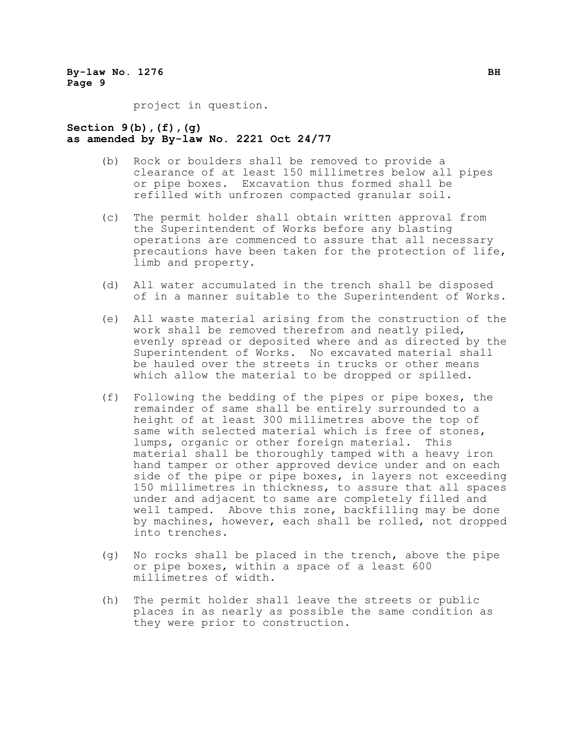project in question.

**Section 9(b),(f),(g)**
**as amended by By-law No. 2221 Oct 24/77**

(b) Rock or boulders shall be removed to provide a clearance of at least 150 millimetres below all pipes or pipe boxes. Excavation thus formed shall be refilled with unfrozen compacted granular soil.

(c) The permit holder shall obtain written approval from the Superintendent of Works before any blasting operations are commenced to assure that all necessary precautions have been taken for the protection of life, limb and property.

(d) All water accumulated in the trench shall be disposed of in a manner suitable to the Superintendent of Works.

(e) All waste material arising from the construction of the work shall be removed therefrom and neatly piled, evenly spread or deposited where and as directed by the Superintendent of Works. No excavated material shall be hauled over the streets in trucks or other means which allow the material to be dropped or spilled.

(f) Following the bedding of the pipes or pipe boxes, the remainder of same shall be entirely surrounded to a height of at least 300 millimetres above the top of same with selected material which is free of stones, lumps, organic or other foreign material. This material shall be thoroughly tamped with a heavy iron hand tamper or other approved device under and on each side of the pipe or pipe boxes, in layers not exceeding 150 millimetres in thickness, to assure that all spaces under and adjacent to same are completely filled and well tamped. Above this zone, backfilling may be done by machines, however, each shall be rolled, not dropped into trenches.

(g) No rocks shall be placed in the trench, above the pipe or pipe boxes, within a space of a least 600 millimetres of width.

(h) The permit holder shall leave the streets or public places in as nearly as possible the same condition as they were prior to construction.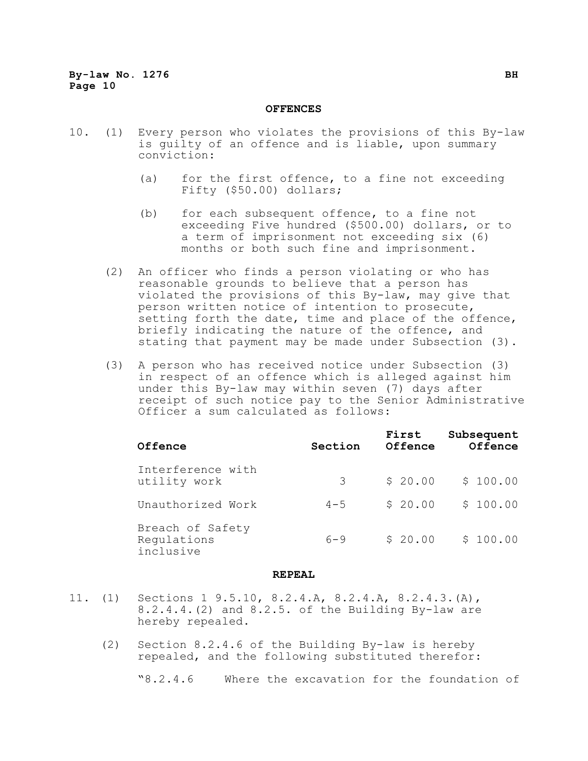## OFFENCES

10. (1) Every person who violates the provisions of this By-law is guilty of an offence and is liable, upon summary conviction:

    (a) for the first offence, to a fine not exceeding Fifty ($50.00) dollars;

    (b) for each subsequent offence, to a fine not exceeding Five hundred ($500.00) dollars, or to a term of imprisonment not exceeding six (6) months or both such fine and imprisonment.

(2) An officer who finds a person violating or who has reasonable grounds to believe that a person has violated the provisions of this By-law, may give that person written notice of intention to prosecute, setting forth the date, time and place of the offence, briefly indicating the nature of the offence, and stating that payment may be made under Subsection (3).

(3) A person who has received notice under Subsection (3) in respect of an offence which is alleged against him under this By-law may within seven (7) days after receipt of such notice pay to the Senior Administrative Officer a sum calculated as follows:

| Offence | Section | First Offence | Subsequent Offence |
|---|---|---|---|
| Interference with utility work | 3 | $ 20.00 | $ 100.00 |
| Unauthorized Work | 4-5 | $ 20.00 | $ 100.00 |
| Breach of Safety Regulations inclusive | 6-9 | $ 20.00 | $ 100.00 |

## REPEAL

11. (1) Sections 1 9.5.10, 8.2.4.A, 8.2.4.A, 8.2.4.3.(A), 8.2.4.4.(2) and 8.2.5. of the Building By-law are hereby repealed.

(2) Section 8.2.4.6 of the Building By-law is hereby repealed, and the following substituted therefor:

"8.2.4.6 Where the excavation for the foundation of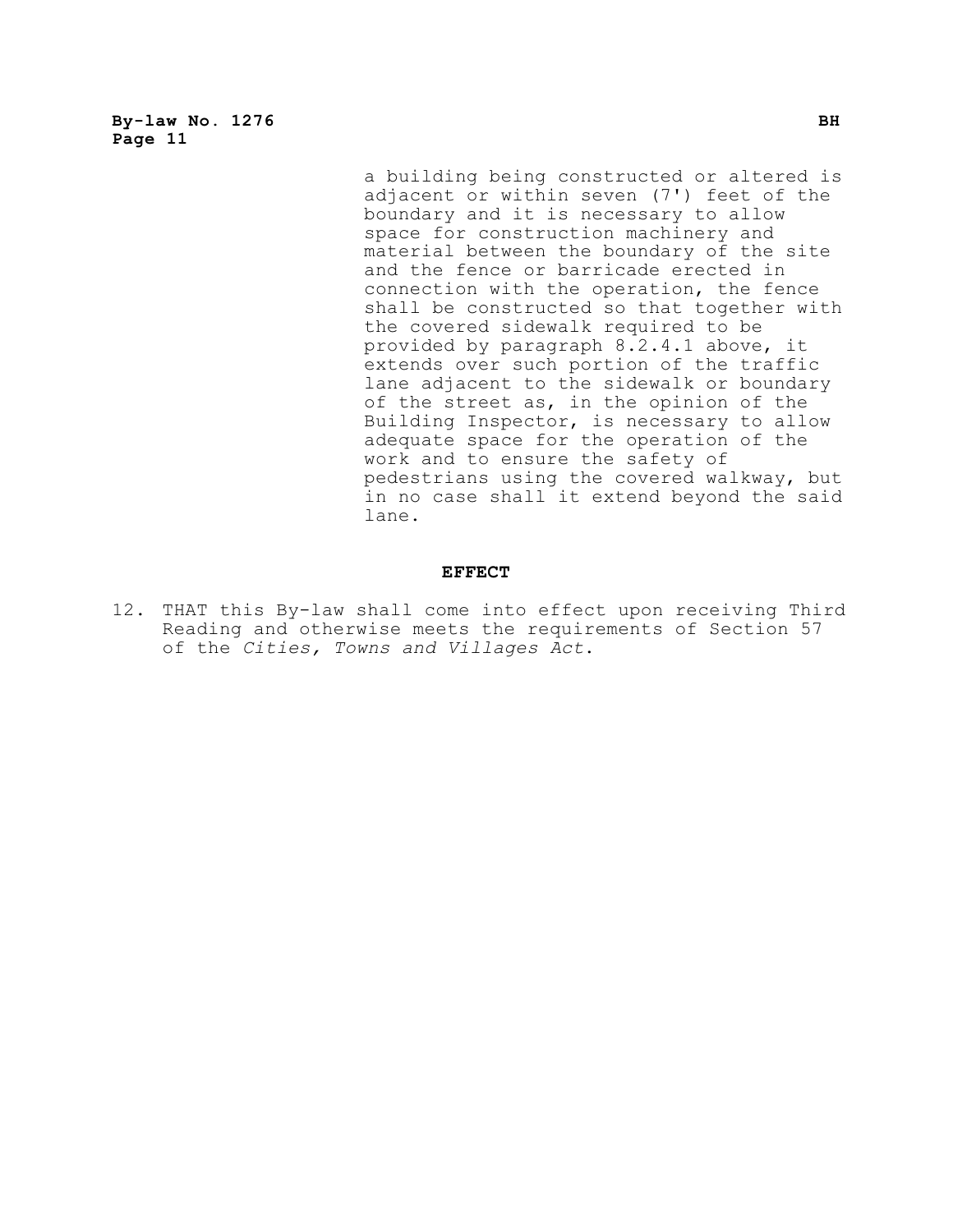a building being constructed or altered is adjacent or within seven (7') feet of the boundary and it is necessary to allow space for construction machinery and material between the boundary of the site and the fence or barricade erected in connection with the operation, the fence shall be constructed so that together with the covered sidewalk required to be provided by paragraph 8.2.4.1 above, it extends over such portion of the traffic lane adjacent to the sidewalk or boundary of the street as, in the opinion of the Building Inspector, is necessary to allow adequate space for the operation of the work and to ensure the safety of pedestrians using the covered walkway, but in no case shall it extend beyond the said lane.

## EFFECT

12. THAT this By-law shall come into effect upon receiving Third Reading and otherwise meets the requirements of Section 57 of the *Cities, Towns and Villages Act*.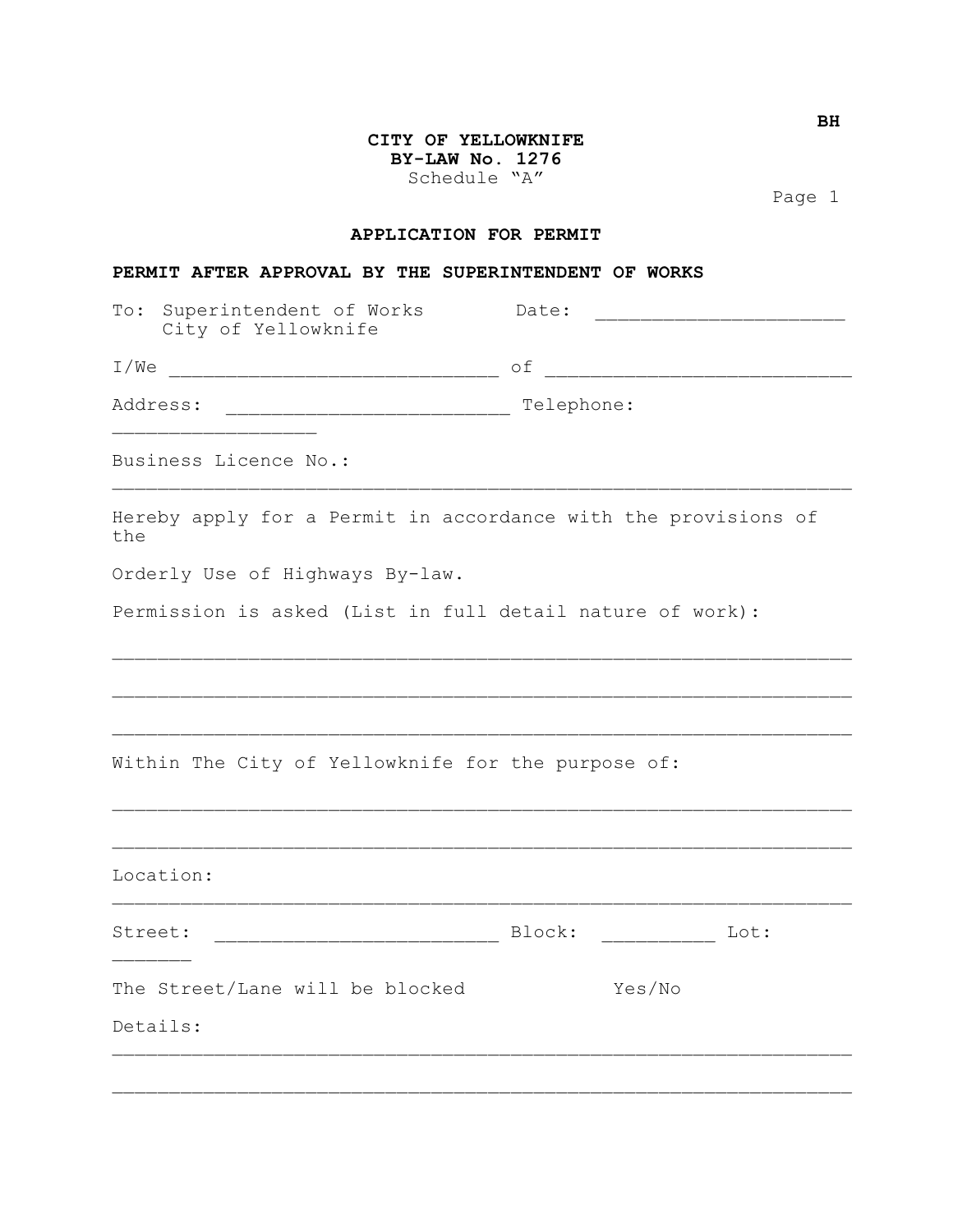BH

**CITY OF YELLOWKNIFE**
**BY-LAW No. 1276**
Schedule "A"

## APPLICATION FOR PERMIT

**PERMIT AFTER APPROVAL BY THE SUPERINTENDENT OF WORKS**

To: Superintendent of Works Date: ______________________
City of Yellowknife

I/We _____________________________ of ___________________________

Address: _________________________ Telephone: _________________

Business Licence No.: _________________________________________________________________

Hereby apply for a Permit in accordance with the provisions of the

Orderly Use of Highways By-law.

Permission is asked (List in full detail nature of work):

_________________________________________________________________

_________________________________________________________________

_________________________________________________________________

Within The City of Yellowknife for the purpose of:

_________________________________________________________________

_________________________________________________________________

Location: _________________________________________________________________

Street: _________________________ Block: __________ Lot: _______

The Street/Lane will be blocked Yes/No

Details: _________________________________________________________________

_________________________________________________________________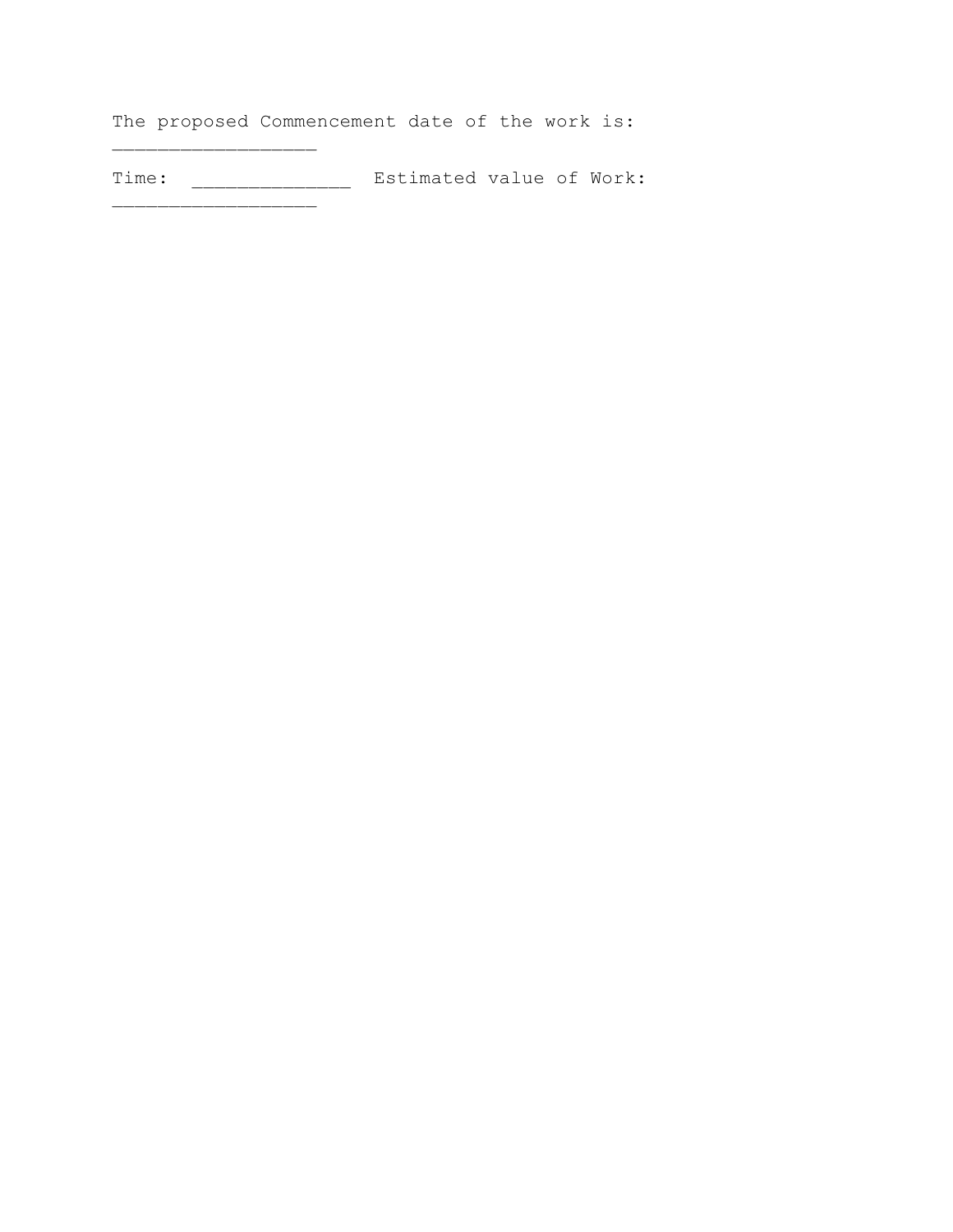The proposed Commencement date of the work is: _________________

Time: _____________ Estimated value of Work: _________________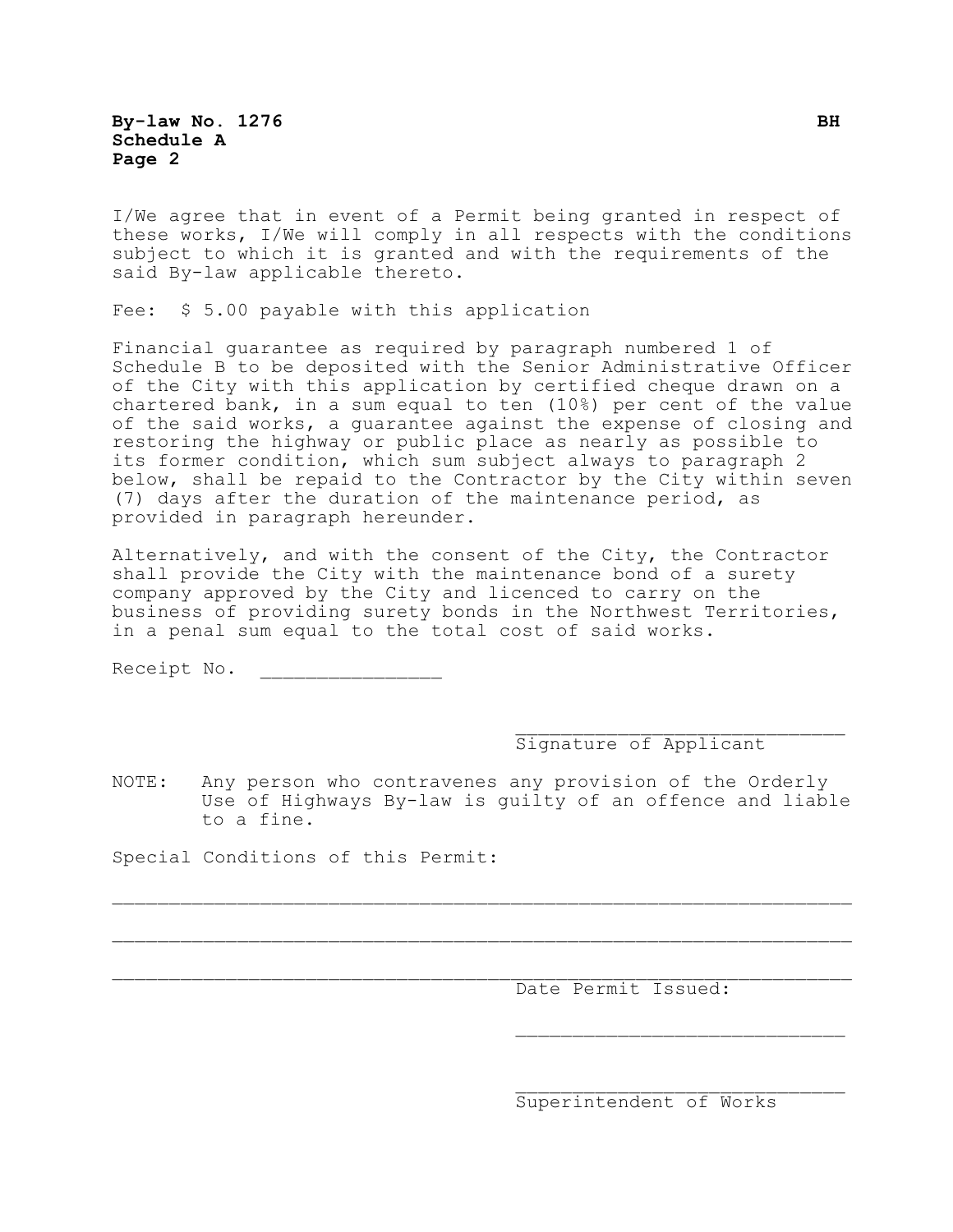I/We agree that in event of a Permit being granted in respect of these works, I/We will comply in all respects with the conditions subject to which it is granted and with the requirements of the said By-law applicable thereto.

Fee: $ 5.00 payable with this application

Financial guarantee as required by paragraph numbered 1 of Schedule B to be deposited with the Senior Administrative Officer of the City with this application by certified cheque drawn on a chartered bank, in a sum equal to ten (10%) per cent of the value of the said works, a guarantee against the expense of closing and restoring the highway or public place as nearly as possible to its former condition, which sum subject always to paragraph 2 below, shall be repaid to the Contractor by the City within seven (7) days after the duration of the maintenance period, as provided in paragraph hereunder.

Alternatively, and with the consent of the City, the Contractor shall provide the City with the maintenance bond of a surety company approved by the City and licenced to carry on the business of providing surety bonds in the Northwest Territories, in a penal sum equal to the total cost of said works.

Receipt No. _______________

_____________________________
Signature of Applicant

NOTE: Any person who contravenes any provision of the Orderly Use of Highways By-law is guilty of an offence and liable to a fine.

Special Conditions of this Permit:

_________________________________________________________________

_________________________________________________________________

_________________________________________________________________

Date Permit Issued:

_____________________________

_____________________________
Superintendent of Works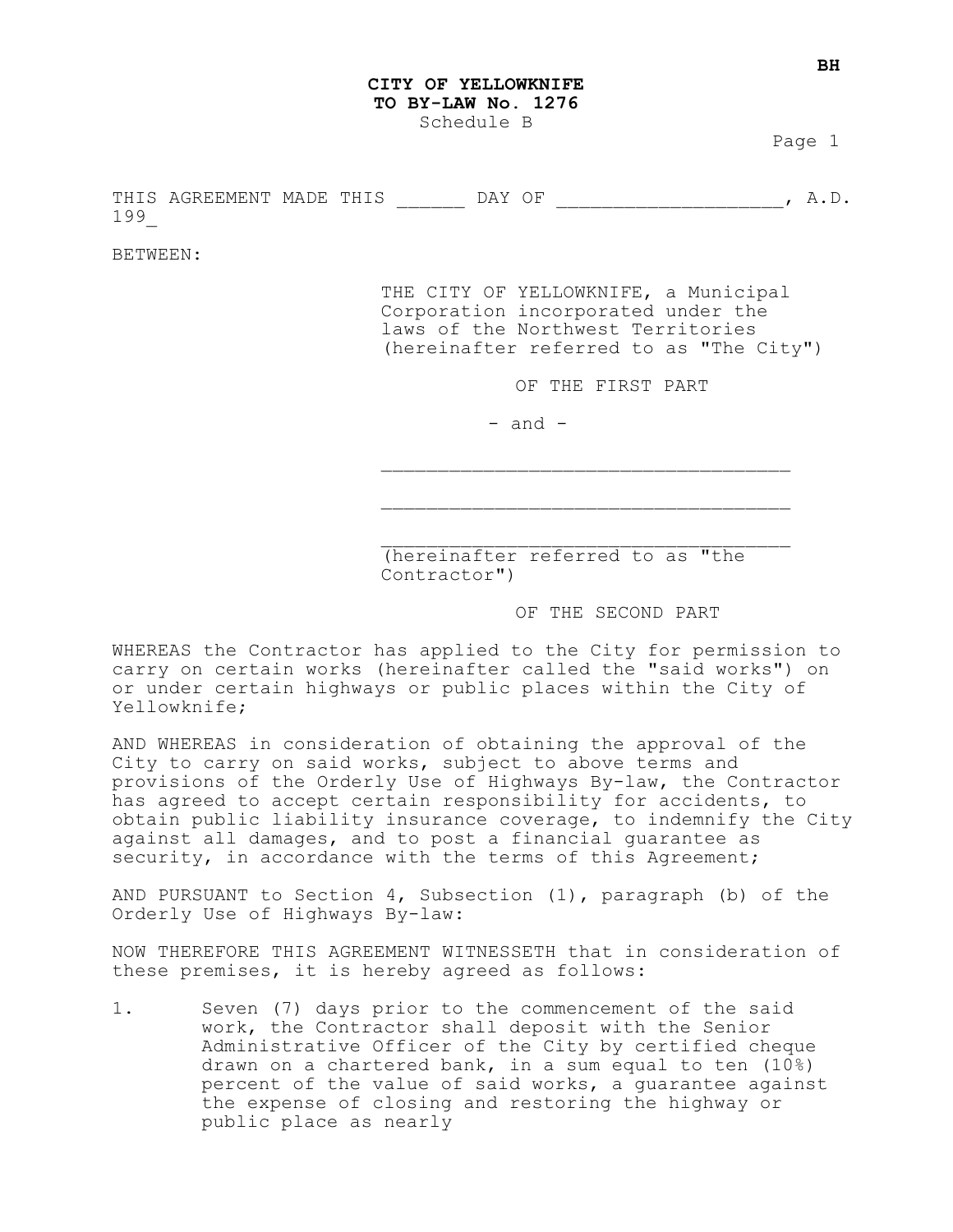**CITY OF YELLOWKNIFE**
**TO BY-LAW No. 1276**
Schedule B

THIS AGREEMENT MADE THIS ______ DAY OF ___________________, A.D. 199_

BETWEEN:

THE CITY OF YELLOWKNIFE, a Municipal Corporation incorporated under the laws of the Northwest Territories (hereinafter referred to as "The City")

OF THE FIRST PART

- and -

___________________________________

___________________________________

___________________________________
(hereinafter referred to as "the Contractor")

OF THE SECOND PART

WHEREAS the Contractor has applied to the City for permission to carry on certain works (hereinafter called the "said works") on or under certain highways or public places within the City of Yellowknife;

AND WHEREAS in consideration of obtaining the approval of the City to carry on said works, subject to above terms and provisions of the Orderly Use of Highways By-law, the Contractor has agreed to accept certain responsibility for accidents, to obtain public liability insurance coverage, to indemnify the City against all damages, and to post a financial guarantee as security, in accordance with the terms of this Agreement;

AND PURSUANT to Section 4, Subsection (1), paragraph (b) of the Orderly Use of Highways By-law:

NOW THEREFORE THIS AGREEMENT WITNESSETH that in consideration of these premises, it is hereby agreed as follows:

1. Seven (7) days prior to the commencement of the said work, the Contractor shall deposit with the Senior Administrative Officer of the City by certified cheque drawn on a chartered bank, in a sum equal to ten (10%) percent of the value of said works, a guarantee against the expense of closing and restoring the highway or public place as nearly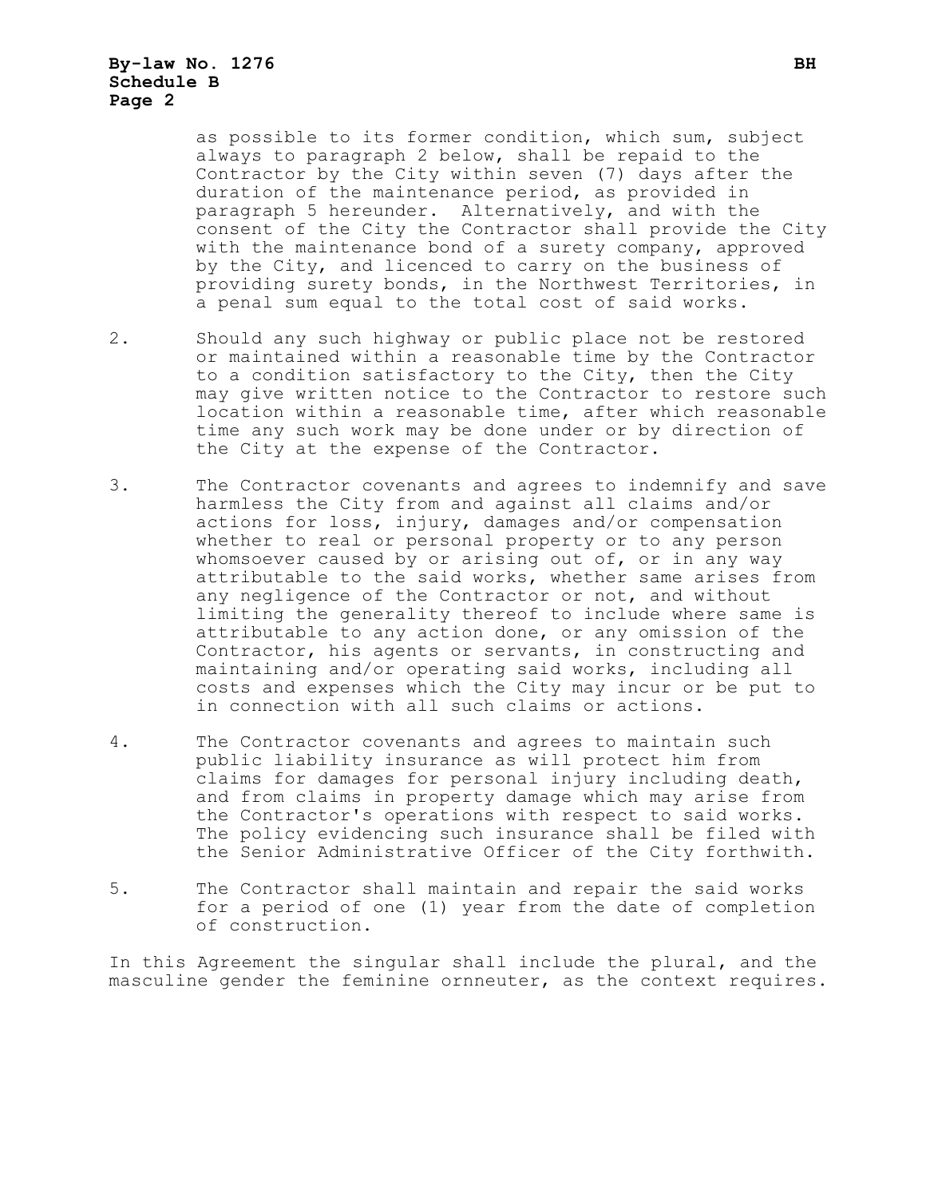as possible to its former condition, which sum, subject always to paragraph 2 below, shall be repaid to the Contractor by the City within seven (7) days after the duration of the maintenance period, as provided in paragraph 5 hereunder. Alternatively, and with the consent of the City the Contractor shall provide the City with the maintenance bond of a surety company, approved by the City, and licenced to carry on the business of providing surety bonds, in the Northwest Territories, in a penal sum equal to the total cost of said works.

2. Should any such highway or public place not be restored or maintained within a reasonable time by the Contractor to a condition satisfactory to the City, then the City may give written notice to the Contractor to restore such location within a reasonable time, after which reasonable time any such work may be done under or by direction of the City at the expense of the Contractor.

3. The Contractor covenants and agrees to indemnify and save harmless the City from and against all claims and/or actions for loss, injury, damages and/or compensation whether to real or personal property or to any person whomsoever caused by or arising out of, or in any way attributable to the said works, whether same arises from any negligence of the Contractor or not, and without limiting the generality thereof to include where same is attributable to any action done, or any omission of the Contractor, his agents or servants, in constructing and maintaining and/or operating said works, including all costs and expenses which the City may incur or be put to in connection with all such claims or actions.

4. The Contractor covenants and agrees to maintain such public liability insurance as will protect him from claims for damages for personal injury including death, and from claims in property damage which may arise from the Contractor's operations with respect to said works. The policy evidencing such insurance shall be filed with the Senior Administrative Officer of the City forthwith.

5. The Contractor shall maintain and repair the said works for a period of one (1) year from the date of completion of construction.

In this Agreement the singular shall include the plural, and the masculine gender the feminine ornneuter, as the context requires.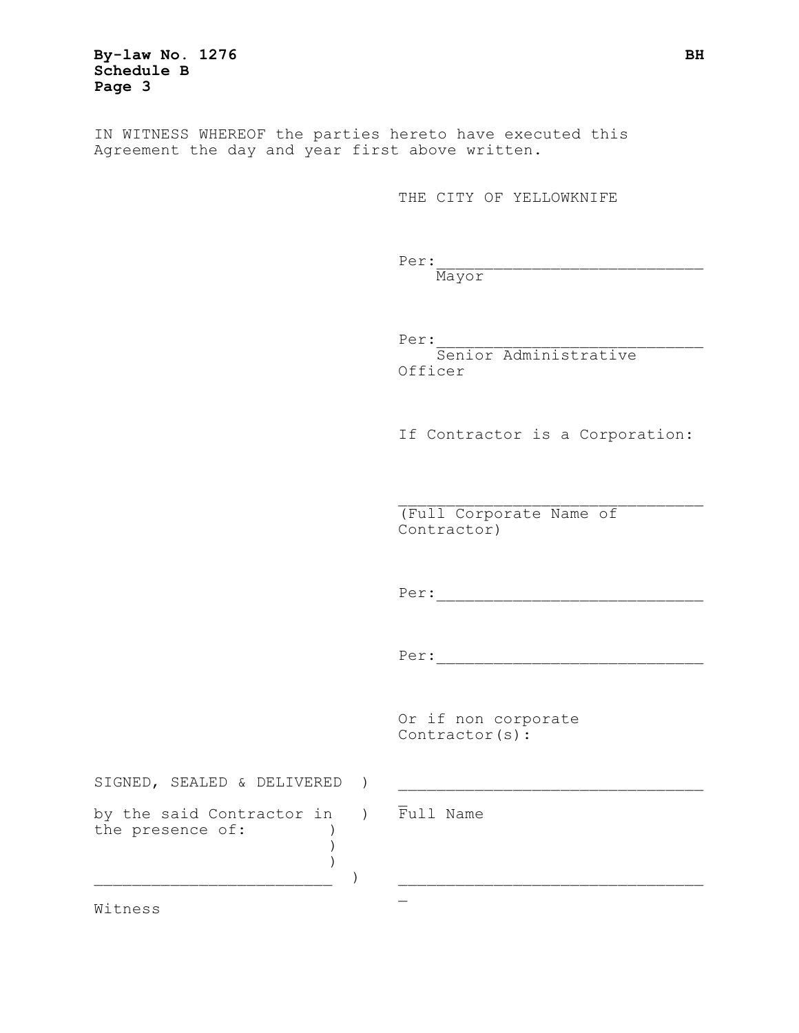IN WITNESS WHEREOF the parties hereto have executed this Agreement the day and year first above written.

THE CITY OF YELLOWKNIFE

Per:____________________________
Mayor

Per:____________________________
Senior Administrative Officer

If Contractor is a Corporation:

________________________________
(Full Corporate Name of Contractor)

Per:____________________________

Per:____________________________

Or if non corporate Contractor(s):

SIGNED, SEALED & DELIVERED by the said Contractor in the presence of:

________________________________
Full Name

_________________________
Witness

________________________________